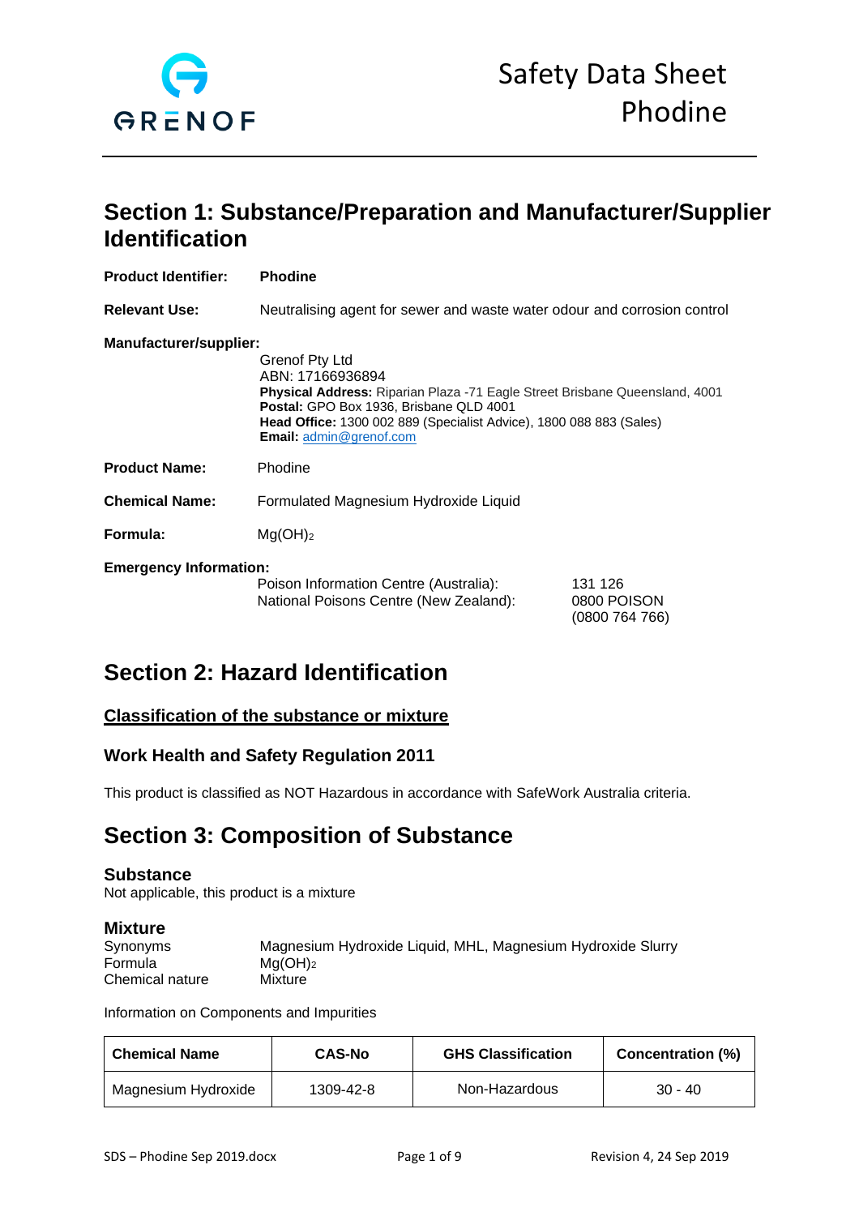GRENOF

# Safety Data Sheet
# Phodine

## Section 1: Substance/Preparation and Manufacturer/Supplier Identification

**Product Identifier:** **Phodine**

**Relevant Use:** Neutralising agent for sewer and waste water odour and corrosion control

**Manufacturer/supplier:**

Grenof Pty Ltd
ABN: 17166936894
**Physical Address:** Riparian Plaza -71 Eagle Street Brisbane Queensland, 4001
**Postal:** GPO Box 1936, Brisbane QLD 4001
**Head Office:** 1300 002 889 (Specialist Advice), 1800 088 883 (Sales)
**Email:** admin@grenof.com

**Product Name:** Phodine

**Chemical Name:** Formulated Magnesium Hydroxide Liquid

**Formula:** $Mg(OH)_2$

**Emergency Information:**

Poison Information Centre (Australia): 131 126
National Poisons Centre (New Zealand): 0800 POISON (0800 764 766)

## Section 2: Hazard Identification

### Classification of the substance or mixture

### Work Health and Safety Regulation 2011

This product is classified as NOT Hazardous in accordance with SafeWork Australia criteria.

## Section 3: Composition of Substance

### Substance

Not applicable, this product is a mixture

### Mixture

Synonyms: Magnesium Hydroxide Liquid, MHL, Magnesium Hydroxide Slurry
Formula: $Mg(OH)_2$
Chemical nature: Mixture

Information on Components and Impurities

| Chemical Name | CAS-No | GHS Classification | Concentration (%) |
|---|---|---|---|
| Magnesium Hydroxide | 1309-42-8 | Non-Hazardous | 30 - 40 |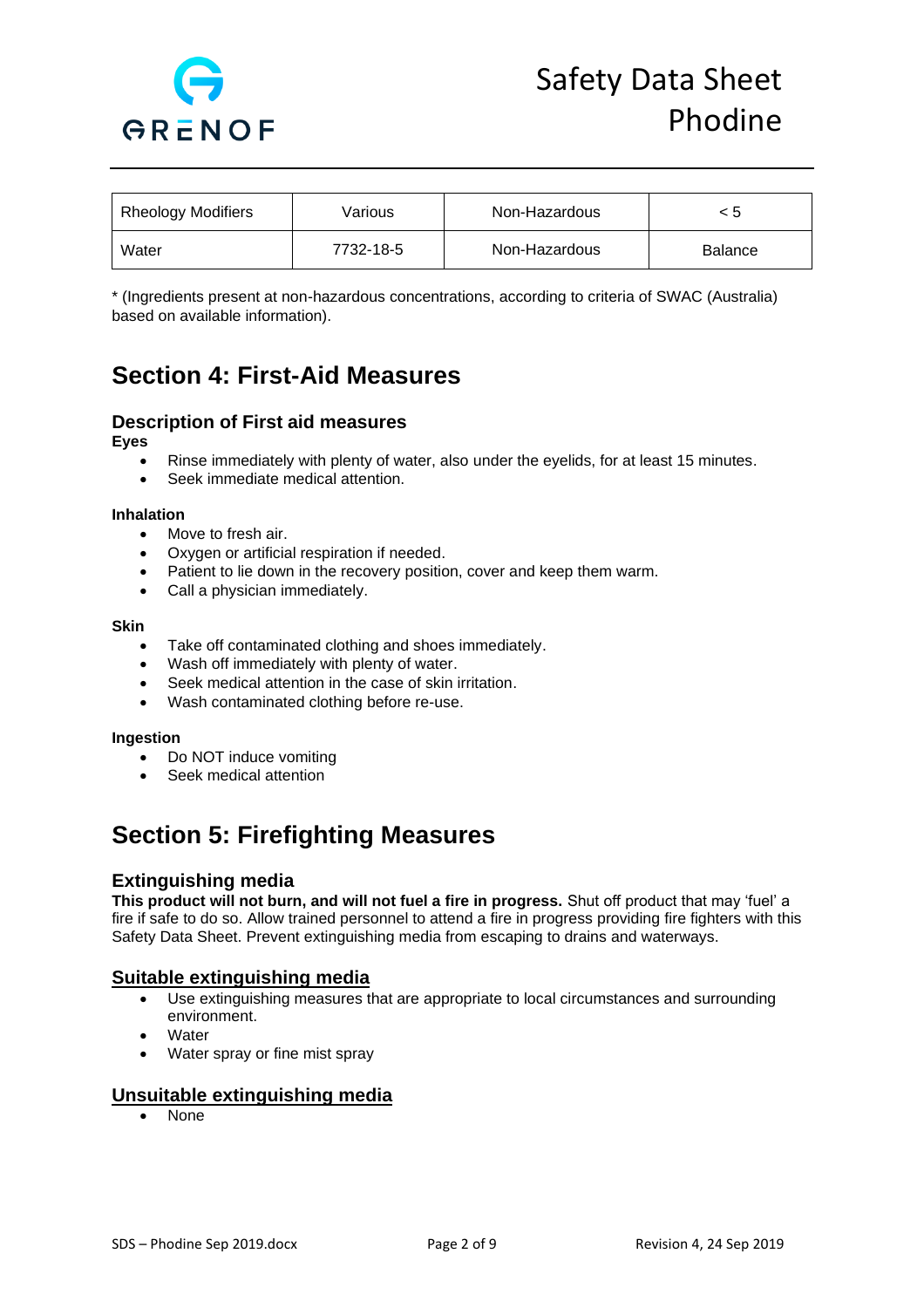| Rheology Modifiers | Various | Non-Hazardous | < 5 |
|---|---|---|---|
| Water | 7732-18-5 | Non-Hazardous | Balance |

* (Ingredients present at non-hazardous concentrations, according to criteria of SWAC (Australia) based on available information).

# Section 4: First-Aid Measures

## Description of First aid measures

**Eyes**

- Rinse immediately with plenty of water, also under the eyelids, for at least 15 minutes.
- Seek immediate medical attention.

**Inhalation**

- Move to fresh air.
- Oxygen or artificial respiration if needed.
- Patient to lie down in the recovery position, cover and keep them warm.
- Call a physician immediately.

**Skin**

- Take off contaminated clothing and shoes immediately.
- Wash off immediately with plenty of water.
- Seek medical attention in the case of skin irritation.
- Wash contaminated clothing before re-use.

**Ingestion**

- Do NOT induce vomiting
- Seek medical attention

# Section 5: Firefighting Measures

## Extinguishing media

**This product will not burn, and will not fuel a fire in progress.** Shut off product that may 'fuel' a fire if safe to do so. Allow trained personnel to attend a fire in progress providing fire fighters with this Safety Data Sheet. Prevent extinguishing media from escaping to drains and waterways.

## Suitable extinguishing media

- Use extinguishing measures that are appropriate to local circumstances and surrounding environment.
- Water
- Water spray or fine mist spray

## Unsuitable extinguishing media

- None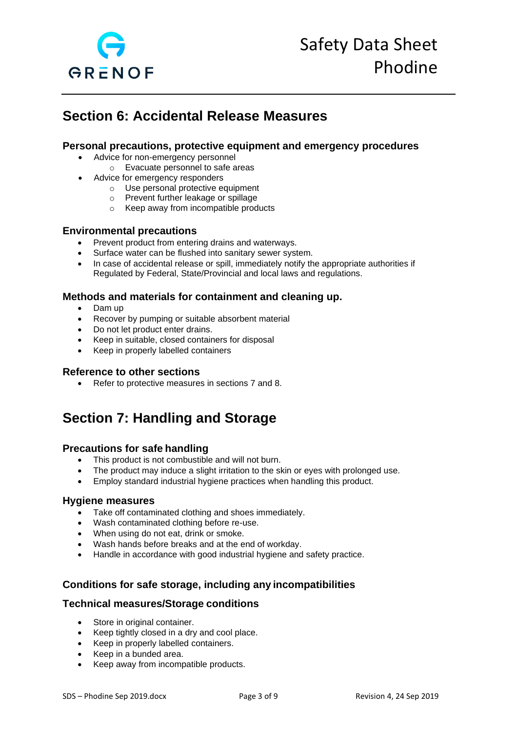## Section 6: Accidental Release Measures

### Personal precautions, protective equipment and emergency procedures

- Advice for non-emergency personnel
  - Evacuate personnel to safe areas
- Advice for emergency responders
  - Use personal protective equipment
  - Prevent further leakage or spillage
  - Keep away from incompatible products

### Environmental precautions

- Prevent product from entering drains and waterways.
- Surface water can be flushed into sanitary sewer system.
- In case of accidental release or spill, immediately notify the appropriate authorities if Regulated by Federal, State/Provincial and local laws and regulations.

### Methods and materials for containment and cleaning up.

- Dam up
- Recover by pumping or suitable absorbent material
- Do not let product enter drains.
- Keep in suitable, closed containers for disposal
- Keep in properly labelled containers

### Reference to other sections

- Refer to protective measures in sections 7 and 8.

## Section 7: Handling and Storage

### Precautions for safe handling

- This product is not combustible and will not burn.
- The product may induce a slight irritation to the skin or eyes with prolonged use.
- Employ standard industrial hygiene practices when handling this product.

### Hygiene measures

- Take off contaminated clothing and shoes immediately.
- Wash contaminated clothing before re-use.
- When using do not eat, drink or smoke.
- Wash hands before breaks and at the end of workday.
- Handle in accordance with good industrial hygiene and safety practice.

### Conditions for safe storage, including any incompatibilities

### Technical measures/Storage conditions

- Store in original container.
- Keep tightly closed in a dry and cool place.
- Keep in properly labelled containers.
- Keep in a bunded area.
- Keep away from incompatible products.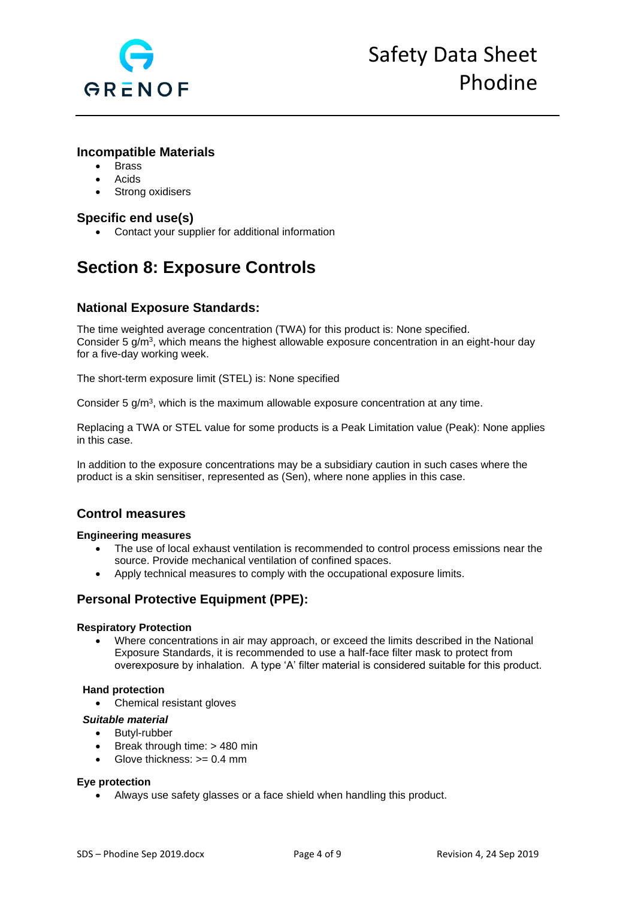### Incompatible Materials

- Brass
- Acids
- Strong oxidisers

### Specific end use(s)

- Contact your supplier for additional information

## Section 8: Exposure Controls

### National Exposure Standards:

The time weighted average concentration (TWA) for this product is: None specified. Consider 5 $g/m^3$, which means the highest allowable exposure concentration in an eight-hour day for a five-day working week.

The short-term exposure limit (STEL) is: None specified

Consider 5 $g/m^3$, which is the maximum allowable exposure concentration at any time.

Replacing a TWA or STEL value for some products is a Peak Limitation value (Peak): None applies in this case.

In addition to the exposure concentrations may be a subsidiary caution in such cases where the product is a skin sensitiser, represented as (Sen), where none applies in this case.

### Control measures

**Engineering measures**

- The use of local exhaust ventilation is recommended to control process emissions near the source. Provide mechanical ventilation of confined spaces.
- Apply technical measures to comply with the occupational exposure limits.

### Personal Protective Equipment (PPE):

**Respiratory Protection**

- Where concentrations in air may approach, or exceed the limits described in the National Exposure Standards, it is recommended to use a half-face filter mask to protect from overexposure by inhalation. A type 'A' filter material is considered suitable for this product.

**Hand protection**

- Chemical resistant gloves

***Suitable material***

- Butyl-rubber
- Break through time: > 480 min
- Glove thickness: >= 0.4 mm

**Eye protection**

- Always use safety glasses or a face shield when handling this product.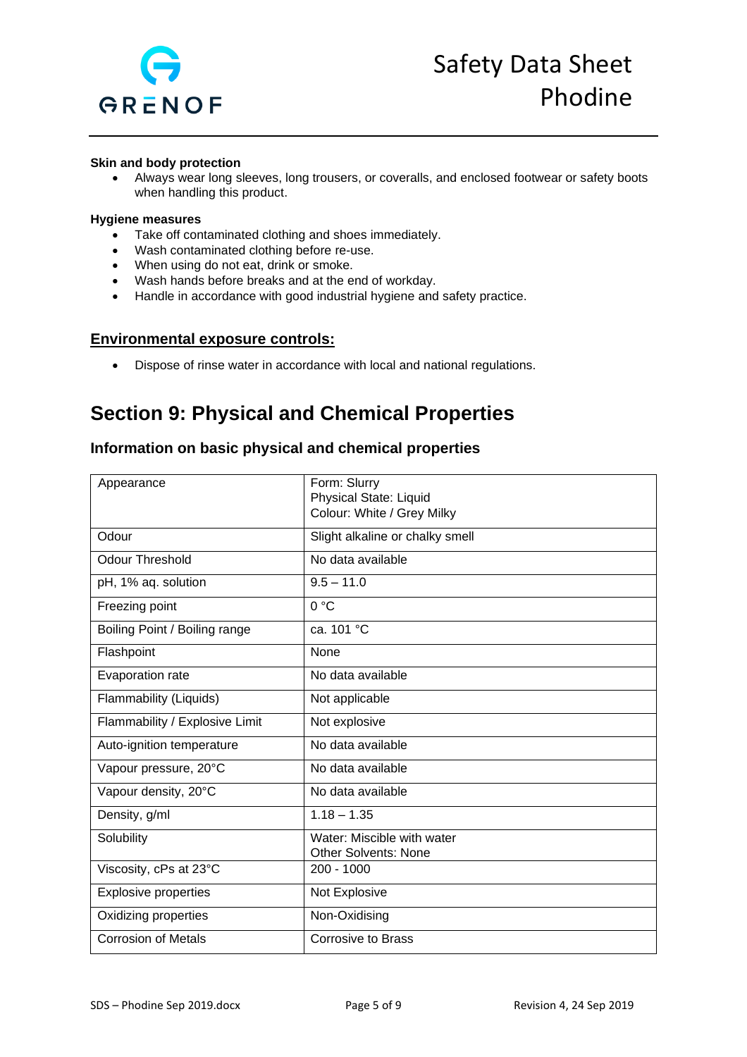**Skin and body protection**

- Always wear long sleeves, long trousers, or coveralls, and enclosed footwear or safety boots when handling this product.

**Hygiene measures**

- Take off contaminated clothing and shoes immediately.
- Wash contaminated clothing before re-use.
- When using do not eat, drink or smoke.
- Wash hands before breaks and at the end of workday.
- Handle in accordance with good industrial hygiene and safety practice.

### Environmental exposure controls:

- Dispose of rinse water in accordance with local and national regulations.

## Section 9: Physical and Chemical Properties

### Information on basic physical and chemical properties

| Appearance | Form: Slurry<br>Physical State: Liquid<br>Colour: White / Grey Milky |
|---|---|
| Odour | Slight alkaline or chalky smell |
| Odour Threshold | No data available |
| pH, 1% aq. solution | 9.5 – 11.0 |
| Freezing point | 0 °C |
| Boiling Point / Boiling range | ca. 101 °C |
| Flashpoint | None |
| Evaporation rate | No data available |
| Flammability (Liquids) | Not applicable |
| Flammability / Explosive Limit | Not explosive |
| Auto-ignition temperature | No data available |
| Vapour pressure, 20°C | No data available |
| Vapour density, 20°C | No data available |
| Density, g/ml | 1.18 – 1.35 |
| Solubility | Water: Miscible with water<br>Other Solvents: None |
| Viscosity, cPs at 23°C | 200 - 1000 |
| Explosive properties | Not Explosive |
| Oxidizing properties | Non-Oxidising |
| Corrosion of Metals | Corrosive to Brass |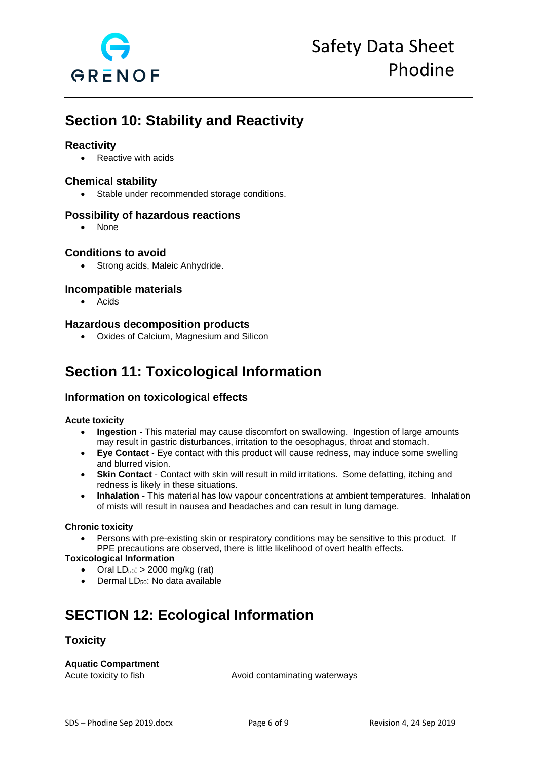## Section 10: Stability and Reactivity

### Reactivity

- Reactive with acids

### Chemical stability

- Stable under recommended storage conditions.

### Possibility of hazardous reactions

- None

### Conditions to avoid

- Strong acids, Maleic Anhydride.

### Incompatible materials

- Acids

### Hazardous decomposition products

- Oxides of Calcium, Magnesium and Silicon

## Section 11: Toxicological Information

### Information on toxicological effects

**Acute toxicity**

- **Ingestion** - This material may cause discomfort on swallowing. Ingestion of large amounts may result in gastric disturbances, irritation to the oesophagus, throat and stomach.
- **Eye Contact** - Eye contact with this product will cause redness, may induce some swelling and blurred vision.
- **Skin Contact** - Contact with skin will result in mild irritations. Some defatting, itching and redness is likely in these situations.
- **Inhalation** - This material has low vapour concentrations at ambient temperatures. Inhalation of mists will result in nausea and headaches and can result in lung damage.

**Chronic toxicity**

- Persons with pre-existing skin or respiratory conditions may be sensitive to this product. If PPE precautions are observed, there is little likelihood of overt health effects.

**Toxicological Information**

- Oral $LD_{50}$: > 2000 mg/kg (rat)
- Dermal $LD_{50}$: No data available

## SECTION 12: Ecological Information

### Toxicity

**Aquatic Compartment**

Acute toxicity to fish Avoid contaminating waterways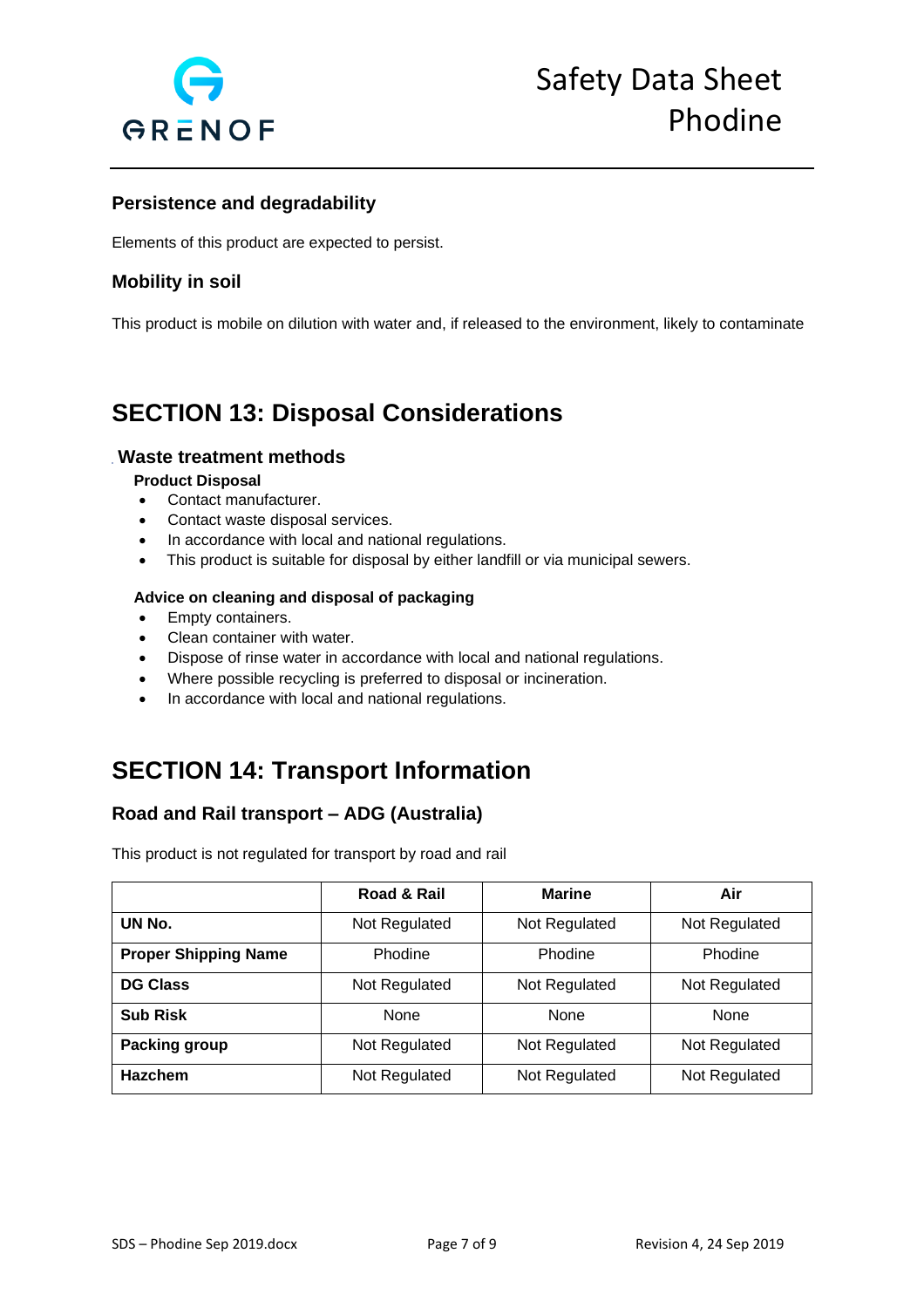### Persistence and degradability

Elements of this product are expected to persist.

### Mobility in soil

This product is mobile on dilution with water and, if released to the environment, likely to contaminate

## SECTION 13: Disposal Considerations

### Waste treatment methods

**Product Disposal**

- Contact manufacturer.
- Contact waste disposal services.
- In accordance with local and national regulations.
- This product is suitable for disposal by either landfill or via municipal sewers.

**Advice on cleaning and disposal of packaging**

- Empty containers.
- Clean container with water.
- Dispose of rinse water in accordance with local and national regulations.
- Where possible recycling is preferred to disposal or incineration.
- In accordance with local and national regulations.

## SECTION 14: Transport Information

### Road and Rail transport – ADG (Australia)

This product is not regulated for transport by road and rail

| | Road & Rail | Marine | Air |
|---|---|---|---|
| **UN No.** | Not Regulated | Not Regulated | Not Regulated |
| **Proper Shipping Name** | Phodine | Phodine | Phodine |
| **DG Class** | Not Regulated | Not Regulated | Not Regulated |
| **Sub Risk** | None | None | None |
| **Packing group** | Not Regulated | Not Regulated | Not Regulated |
| **Hazchem** | Not Regulated | Not Regulated | Not Regulated |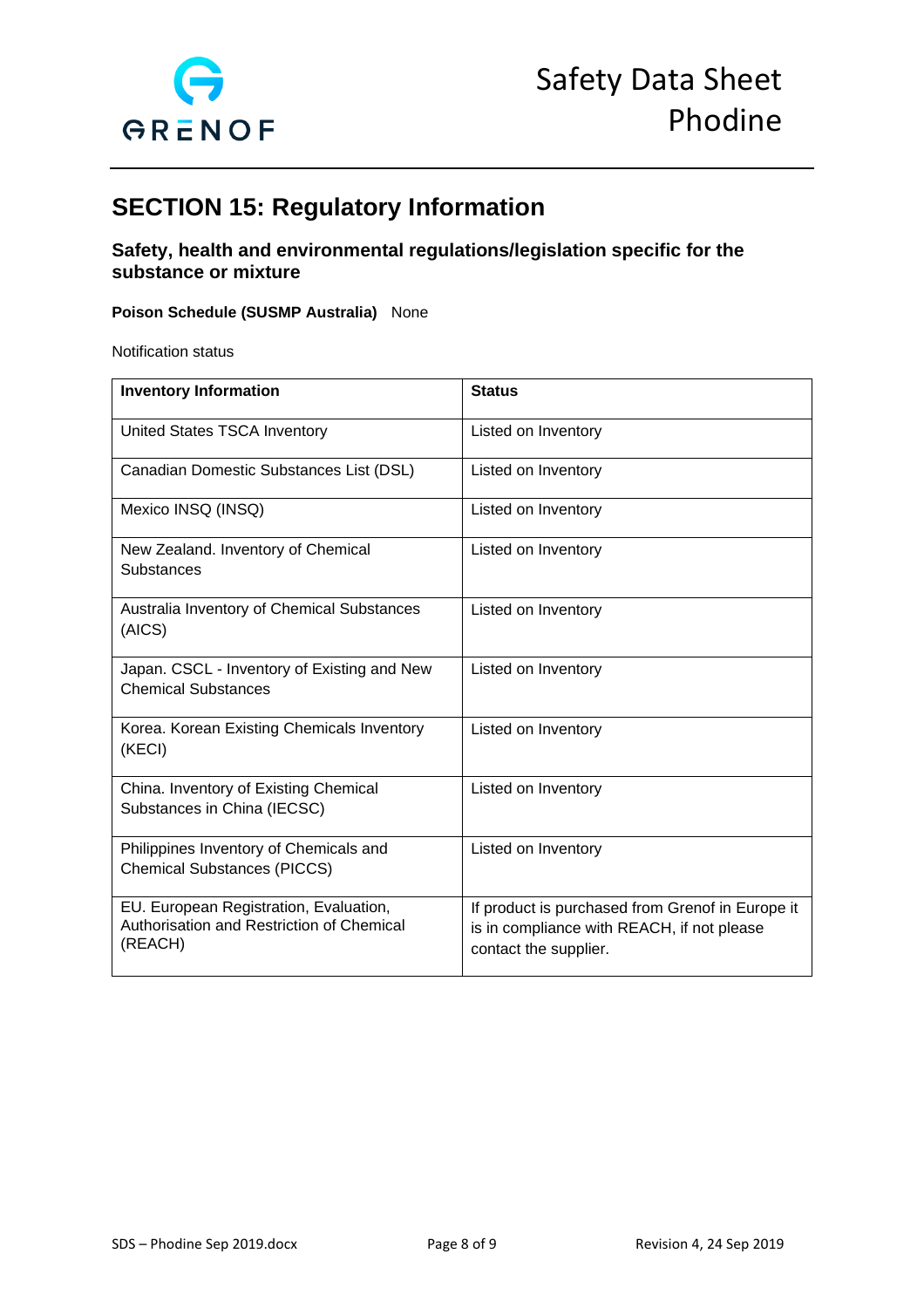## SECTION 15: Regulatory Information

### Safety, health and environmental regulations/legislation specific for the substance or mixture

**Poison Schedule (SUSMP Australia)** None

Notification status

| Inventory Information | Status |
| --- | --- |
| United States TSCA Inventory | Listed on Inventory |
| Canadian Domestic Substances List (DSL) | Listed on Inventory |
| Mexico INSQ (INSQ) | Listed on Inventory |
| New Zealand. Inventory of Chemical Substances | Listed on Inventory |
| Australia Inventory of Chemical Substances (AICS) | Listed on Inventory |
| Japan. CSCL - Inventory of Existing and New Chemical Substances | Listed on Inventory |
| Korea. Korean Existing Chemicals Inventory (KECI) | Listed on Inventory |
| China. Inventory of Existing Chemical Substances in China (IECSC) | Listed on Inventory |
| Philippines Inventory of Chemicals and Chemical Substances (PICCS) | Listed on Inventory |
| EU. European Registration, Evaluation, Authorisation and Restriction of Chemical (REACH) | If product is purchased from Grenof in Europe it is in compliance with REACH, if not please contact the supplier. |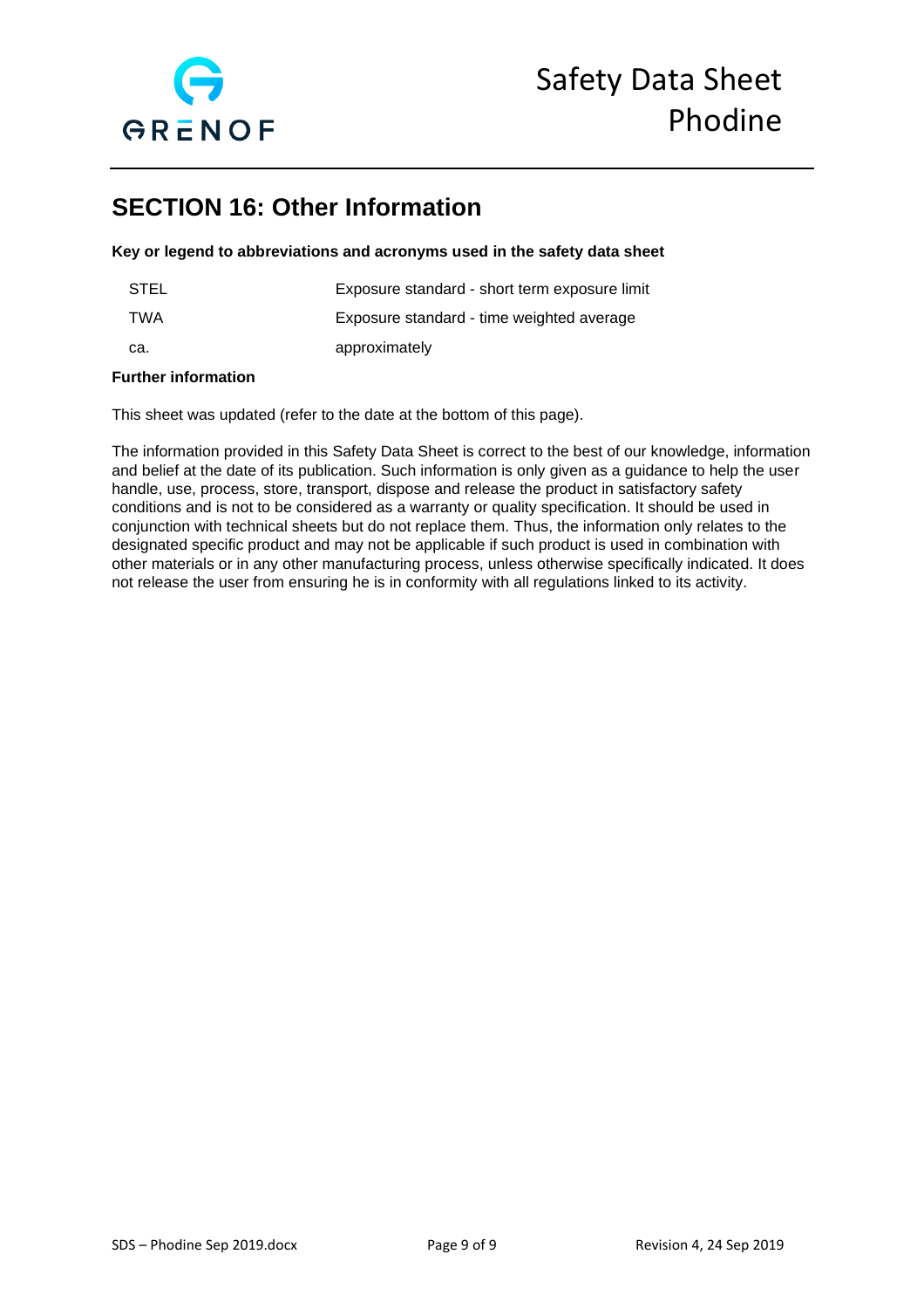## SECTION 16: Other Information

**Key or legend to abbreviations and acronyms used in the safety data sheet**

| | |
|---|---|
| STEL | Exposure standard - short term exposure limit |
| TWA | Exposure standard - time weighted average |
| ca. | approximately |

**Further information**

This sheet was updated (refer to the date at the bottom of this page).

The information provided in this Safety Data Sheet is correct to the best of our knowledge, information and belief at the date of its publication. Such information is only given as a guidance to help the user handle, use, process, store, transport, dispose and release the product in satisfactory safety conditions and is not to be considered as a warranty or quality specification. It should be used in conjunction with technical sheets but do not replace them. Thus, the information only relates to the designated specific product and may not be applicable if such product is used in combination with other materials or in any other manufacturing process, unless otherwise specifically indicated. It does not release the user from ensuring he is in conformity with all regulations linked to its activity.

SDS – Phodine Sep 2019.docx

Revision 4, 24 Sep 2019